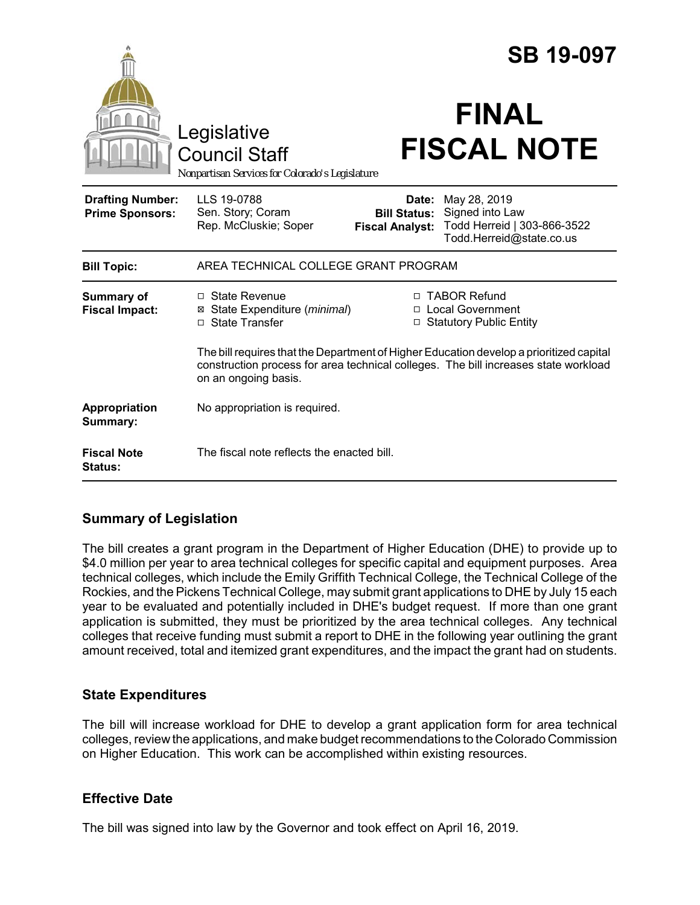# SB 19-097

Legislative Council Staff

*Nonpartisan Services for Colorado's Legislature*

# FINAL FISCAL NOTE

| | | | |
|---|---|---|---|
| **Drafting Number:** | LLS 19-0788 | **Date:** | May 28, 2019 |
| **Prime Sponsors:** | Sen. Story; Coram<br>Rep. McCluskie; Soper | **Bill Status:** | Signed into Law |
| | | **Fiscal Analyst:** | Todd Herreid \| 303-866-3522<br>Todd.Herreid@state.co.us |

| | |
|---|---|
| **Bill Topic:** | AREA TECHNICAL COLLEGE GRANT PROGRAM |
| **Summary of Fiscal Impact:** | ☐ State Revenue<br>☒ State Expenditure (*minimal*)<br>☐ State Transfer<br>☐ TABOR Refund<br>☐ Local Government<br>☐ Statutory Public Entity<br><br>The bill requires that the Department of Higher Education develop a prioritized capital construction process for area technical colleges. The bill increases state workload on an ongoing basis. |
| **Appropriation Summary:** | No appropriation is required. |
| **Fiscal Note Status:** | The fiscal note reflects the enacted bill. |

## Summary of Legislation

The bill creates a grant program in the Department of Higher Education (DHE) to provide up to $4.0 million per year to area technical colleges for specific capital and equipment purposes. Area technical colleges, which include the Emily Griffith Technical College, the Technical College of the Rockies, and the Pickens Technical College, may submit grant applications to DHE by July 15 each year to be evaluated and potentially included in DHE's budget request. If more than one grant application is submitted, they must be prioritized by the area technical colleges. Any technical colleges that receive funding must submit a report to DHE in the following year outlining the grant amount received, total and itemized grant expenditures, and the impact the grant had on students.

## State Expenditures

The bill will increase workload for DHE to develop a grant application form for area technical colleges, review the applications, and make budget recommendations to the Colorado Commission on Higher Education. This work can be accomplished within existing resources.

## Effective Date

The bill was signed into law by the Governor and took effect on April 16, 2019.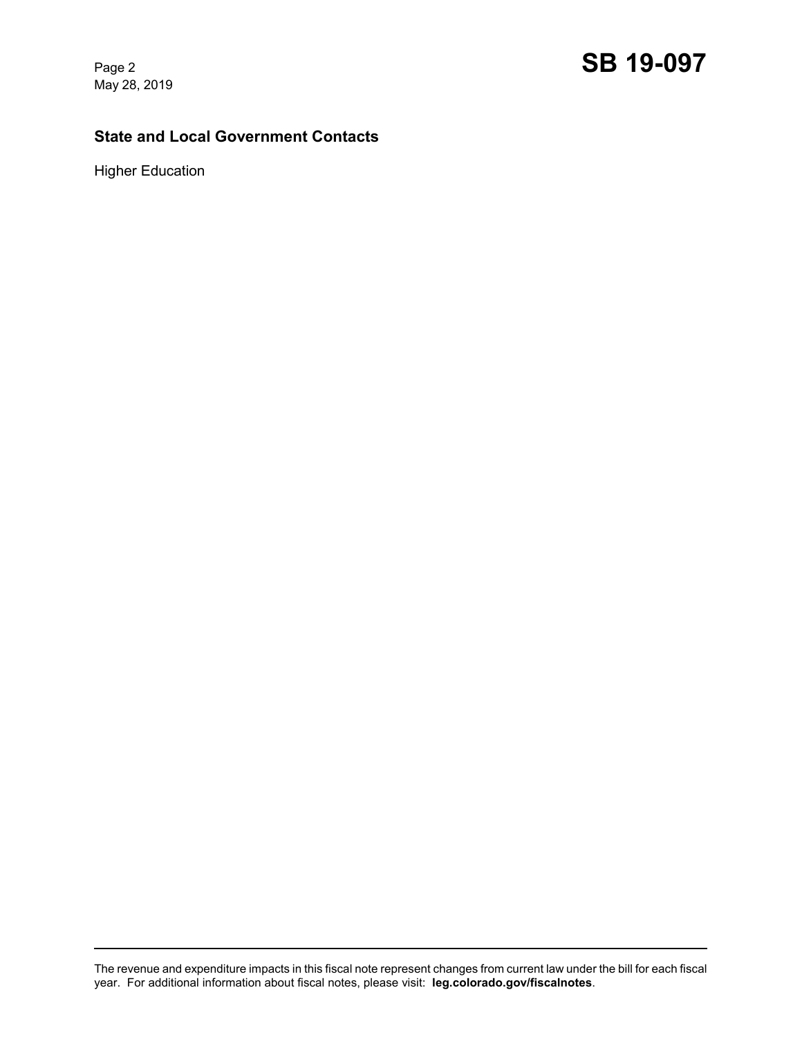## State and Local Government Contacts

Higher Education

The revenue and expenditure impacts in this fiscal note represent changes from current law under the bill for each fiscal year. For additional information about fiscal notes, please visit: **leg.colorado.gov/fiscalnotes**.